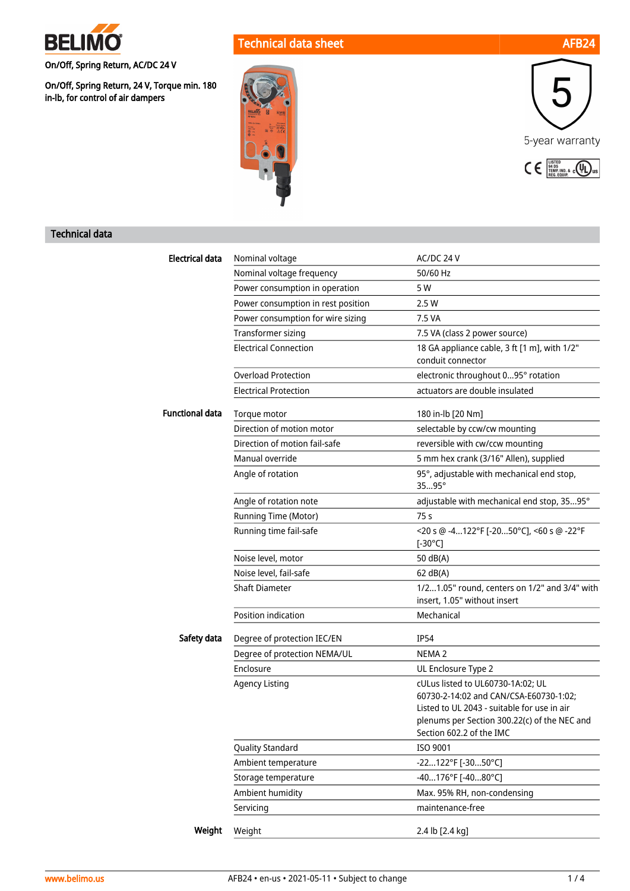BELIMO

On/Off, Spring Return, AC/DC 24 V

On/Off, Spring Return, 24 V, Torque min. 180 in-lb, for control of air dampers

# Technical data sheet AFB24

5-year warranty

## Technical data

| | | |
|---|---|---|
| **Electrical data** | Nominal voltage | AC/DC 24 V |
| | Nominal voltage frequency | 50/60 Hz |
| | Power consumption in operation | 5 W |
| | Power consumption in rest position | 2.5 W |
| | Power consumption for wire sizing | 7.5 VA |
| | Transformer sizing | 7.5 VA (class 2 power source) |
| | Electrical Connection | 18 GA appliance cable, 3 ft [1 m], with 1/2" conduit connector |
| | Overload Protection | electronic throughout 0...95° rotation |
| | Electrical Protection | actuators are double insulated |
| **Functional data** | Torque motor | 180 in-lb [20 Nm] |
| | Direction of motion motor | selectable by ccw/cw mounting |
| | Direction of motion fail-safe | reversible with cw/ccw mounting |
| | Manual override | 5 mm hex crank (3/16" Allen), supplied |
| | Angle of rotation | 95°, adjustable with mechanical end stop, 35...95° |
| | Angle of rotation note | adjustable with mechanical end stop, 35...95° |
| | Running Time (Motor) | 75 s |
| | Running time fail-safe | <20 s @ -4...122°F [-20...50°C], <60 s @ -22°F [-30°C] |
| | Noise level, motor | 50 dB(A) |
| | Noise level, fail-safe | 62 dB(A) |
| | Shaft Diameter | 1/2...1.05" round, centers on 1/2" and 3/4" with insert, 1.05" without insert |
| | Position indication | Mechanical |
| **Safety data** | Degree of protection IEC/EN | IP54 |
| | Degree of protection NEMA/UL | NEMA 2 |
| | Enclosure | UL Enclosure Type 2 |
| | Agency Listing | cULus listed to UL60730-1A:02; UL 60730-2-14:02 and CAN/CSA-E60730-1:02; Listed to UL 2043 - suitable for use in air plenums per Section 300.22(c) of the NEC and Section 602.2 of the IMC |
| | Quality Standard | ISO 9001 |
| | Ambient temperature | -22...122°F [-30...50°C] |
| | Storage temperature | -40...176°F [-40...80°C] |
| | Ambient humidity | Max. 95% RH, non-condensing |
| | Servicing | maintenance-free |
| **Weight** | Weight | 2.4 lb [2.4 kg] |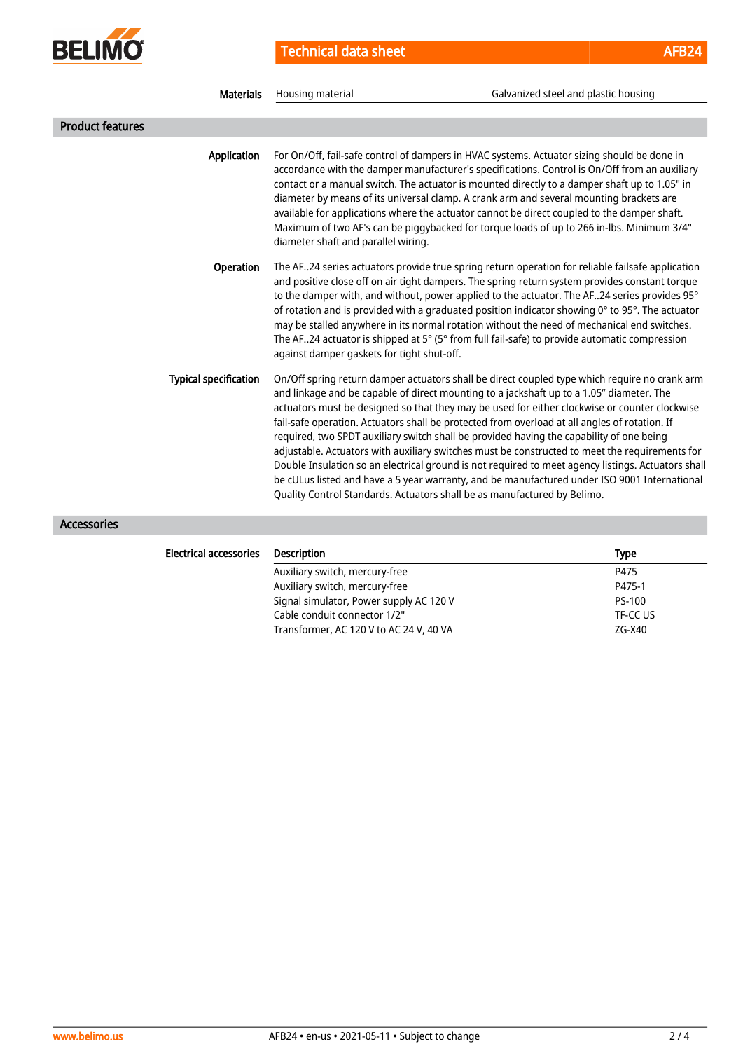| Materials | Housing material | Galvanized steel and plastic housing |
|---|---|---|

## Product features

**Application**

For On/Off, fail-safe control of dampers in HVAC systems. Actuator sizing should be done in accordance with the damper manufacturer's specifications. Control is On/Off from an auxiliary contact or a manual switch. The actuator is mounted directly to a damper shaft up to 1.05" in diameter by means of its universal clamp. A crank arm and several mounting brackets are available for applications where the actuator cannot be direct coupled to the damper shaft. Maximum of two AF's can be piggybacked for torque loads of up to 266 in-lbs. Minimum 3/4" diameter shaft and parallel wiring.

**Operation**

The AF..24 series actuators provide true spring return operation for reliable failsafe application and positive close off on air tight dampers. The spring return system provides constant torque to the damper with, and without, power applied to the actuator. The AF..24 series provides 95° of rotation and is provided with a graduated position indicator showing 0° to 95°. The actuator may be stalled anywhere in its normal rotation without the need of mechanical end switches. The AF..24 actuator is shipped at 5° (5° from full fail-safe) to provide automatic compression against damper gaskets for tight shut-off.

**Typical specification**

On/Off spring return damper actuators shall be direct coupled type which require no crank arm and linkage and be capable of direct mounting to a jackshaft up to a 1.05" diameter. The actuators must be designed so that they may be used for either clockwise or counter clockwise fail-safe operation. Actuators shall be protected from overload at all angles of rotation. If required, two SPDT auxiliary switch shall be provided having the capability of one being adjustable. Actuators with auxiliary switches must be constructed to meet the requirements for Double Insulation so an electrical ground is not required to meet agency listings. Actuators shall be cULus listed and have a 5 year warranty, and be manufactured under ISO 9001 International Quality Control Standards. Actuators shall be as manufactured by Belimo.

## Accessories

**Electrical accessories**

| Description | Type |
|---|---|
| Auxiliary switch, mercury-free | P475 |
| Auxiliary switch, mercury-free | P475-1 |
| Signal simulator, Power supply AC 120 V | PS-100 |
| Cable conduit connector 1/2" | TF-CC US |
| Transformer, AC 120 V to AC 24 V, 40 VA | ZG-X40 |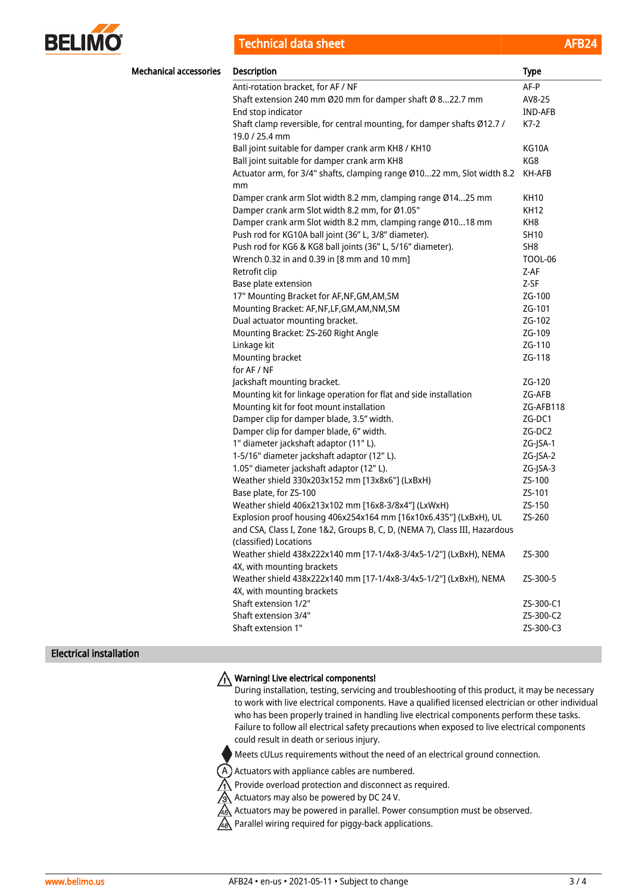## Mechanical accessories

| Description | Type |
|---|---|
| Anti-rotation bracket, for AF / NF | AF-P |
| Shaft extension 240 mm Ø20 mm for damper shaft Ø 8...22.7 mm | AV8-25 |
| End stop indicator | IND-AFB |
| Shaft clamp reversible, for central mounting, for damper shafts Ø12.7 / 19.0 / 25.4 mm | K7-2 |
| Ball joint suitable for damper crank arm KH8 / KH10 | KG10A |
| Ball joint suitable for damper crank arm KH8 | KG8 |
| Actuator arm, for 3/4" shafts, clamping range Ø10...22 mm, Slot width 8.2 mm | KH-AFB |
| Damper crank arm Slot width 8.2 mm, clamping range Ø14...25 mm | KH10 |
| Damper crank arm Slot width 8.2 mm, for Ø1.05" | KH12 |
| Damper crank arm Slot width 8.2 mm, clamping range Ø10...18 mm | KH8 |
| Push rod for KG10A ball joint (36" L, 3/8" diameter). | SH10 |
| Push rod for KG6 & KG8 ball joints (36" L, 5/16" diameter). | SH8 |
| Wrench 0.32 in and 0.39 in [8 mm and 10 mm] | TOOL-06 |
| Retrofit clip | Z-AF |
| Base plate extension | Z-SF |
| 17" Mounting Bracket for AF,NF,GM,AM,SM | ZG-100 |
| Mounting Bracket: AF,NF,LF,GM,AM,NM,SM | ZG-101 |
| Dual actuator mounting bracket. | ZG-102 |
| Mounting Bracket: ZS-260 Right Angle | ZG-109 |
| Linkage kit | ZG-110 |
| Mounting bracket for AF / NF | ZG-118 |
| Jackshaft mounting bracket. | ZG-120 |
| Mounting kit for linkage operation for flat and side installation | ZG-AFB |
| Mounting kit for foot mount installation | ZG-AFB118 |
| Damper clip for damper blade, 3.5" width. | ZG-DC1 |
| Damper clip for damper blade, 6" width. | ZG-DC2 |
| 1" diameter jackshaft adaptor (11" L). | ZG-JSA-1 |
| 1-5/16" diameter jackshaft adaptor (12" L). | ZG-JSA-2 |
| 1.05" diameter jackshaft adaptor (12" L). | ZG-JSA-3 |
| Weather shield 330x203x152 mm [13x8x6"] (LxBxH) | ZS-100 |
| Base plate, for ZS-100 | ZS-101 |
| Weather shield 406x213x102 mm [16x8-3/8x4"] (LxWxH) | ZS-150 |
| Explosion proof housing 406x254x164 mm [16x10x6.435"] (LxBxH), UL and CSA, Class I, Zone 1&2, Groups B, C, D, (NEMA 7), Class III, Hazardous (classified) Locations | ZS-260 |
| Weather shield 438x222x140 mm [17-1/4x8-3/4x5-1/2"] (LxBxH), NEMA 4X, with mounting brackets | ZS-300 |
| Weather shield 438x222x140 mm [17-1/4x8-3/4x5-1/2"] (LxBxH), NEMA 4X, with mounting brackets | ZS-300-5 |
| Shaft extension 1/2" | ZS-300-C1 |
| Shaft extension 3/4" | ZS-300-C2 |
| Shaft extension 1" | ZS-300-C3 |

## Electrical installation

**Warning! Live electrical components!**
During installation, testing, servicing and troubleshooting of this product, it may be necessary to work with live electrical components. Have a qualified licensed electrician or other individual who has been properly trained in handling live electrical components perform these tasks. Failure to follow all electrical safety precautions when exposed to live electrical components could result in death or serious injury.

- Meets cULus requirements without the need of an electrical ground connection.
- (A) Actuators with appliance cables are numbered.
- (1) Provide overload protection and disconnect as required.
- (3) Actuators may also be powered by DC 24 V.
- (4S) Actuators may be powered in parallel. Power consumption must be observed.
- (4B) Parallel wiring required for piggy-back applications.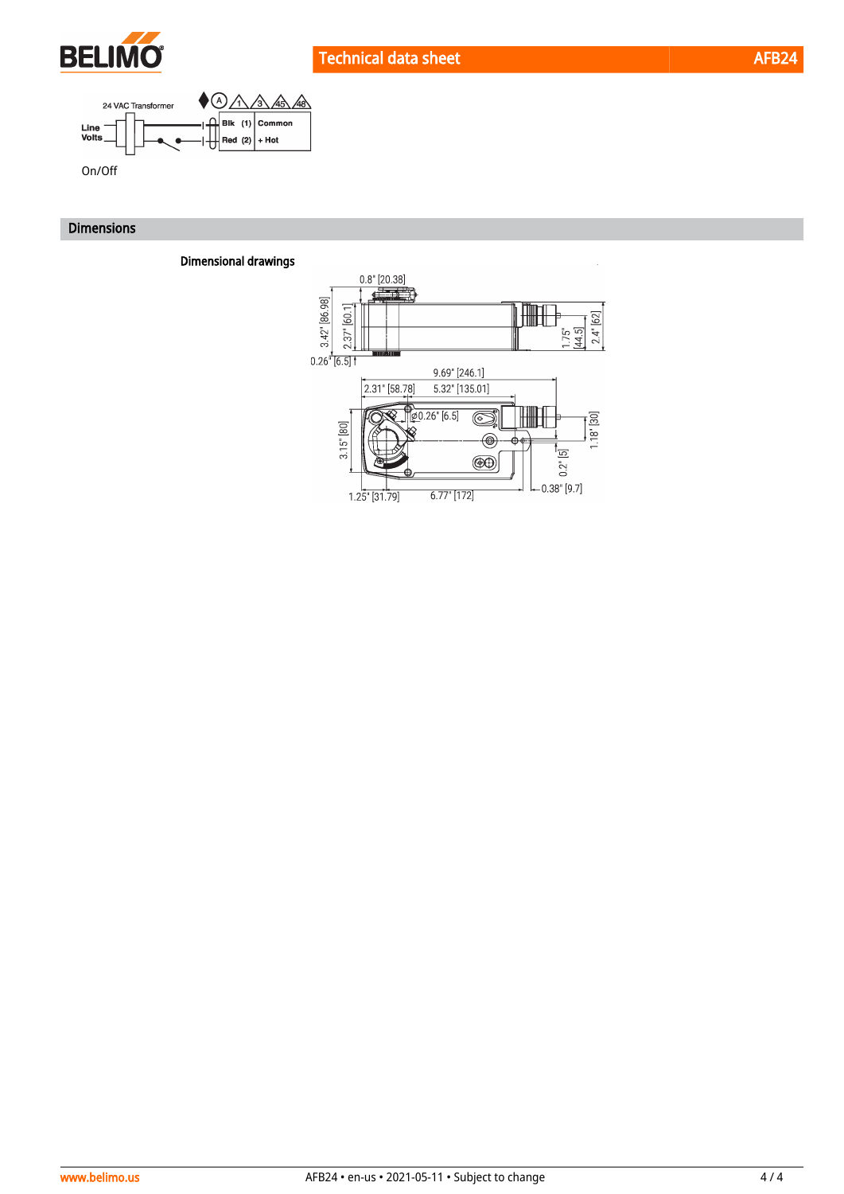24 VAC Transformer

Line Volts

A 1 3 45 48

Blk (1) Common

Red (2) + Hot

On/Off

## Dimensions

### Dimensional drawings

0.8" [20.38]

3.42" [86.98]

2.37" [60.1]

0.26" [6.5]

1.75" [44.5]

2.4" [62]

9.69" [246.1]

2.31" [58.78]

5.32" [135.01]

⌀0.26" [6.5]

3.15" [80]

1.18" [30]

0.2" [5]

1.25" [31.79]

6.77" [172]

0.38" [9.7]